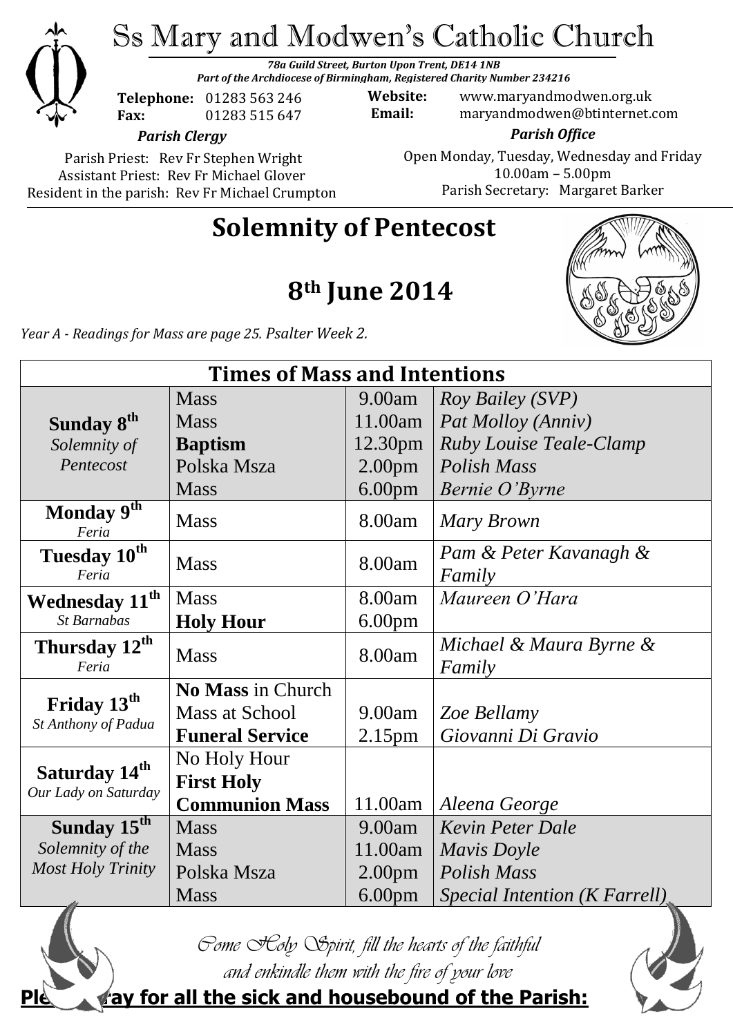# Ss Mary and Modwen's Catholic Church

***78a Guild Street, Burton Upon Trent, DE14 1NB***
***Part of the Archdiocese of Birmingham, Registered Charity Number 234216***

**Telephone:** 01283 563 246
**Fax:** 01283 515 647

**Website:** www.maryandmodwen.org.uk
**Email:** maryandmodwen@btinternet.com

***Parish Clergy***

Parish Priest: Rev Fr Stephen Wright
Assistant Priest: Rev Fr Michael Glover
Resident in the parish: Rev Fr Michael Crumpton

***Parish Office***

Open Monday, Tuesday, Wednesday and Friday
10.00am – 5.00pm
Parish Secretary: Margaret Barker

## Solemnity of Pentecost

## 8th June 2014

*Year A - Readings for Mass are page 25. Psalter Week 2.*

| Times of Mass and Intentions | | | |
|---|---|---|---|
| **Sunday 8th** *Solemnity of Pentecost* | Mass | 9.00am | *Roy Bailey (SVP)* |
| | Mass | 11.00am | *Pat Molloy (Anniv)* |
| | **Baptism** | 12.30pm | *Ruby Louise Teale-Clamp* |
| | Polska Msza | 2.00pm | *Polish Mass* |
| | Mass | 6.00pm | *Bernie O'Byrne* |
| **Monday 9th** *Feria* | Mass | 8.00am | *Mary Brown* |
| **Tuesday 10th** *Feria* | Mass | 8.00am | *Pam & Peter Kavanagh & Family* |
| **Wednesday 11th** *St Barnabas* | Mass | 8.00am | *Maureen O'Hara* |
| | **Holy Hour** | 6.00pm | |
| **Thursday 12th** *Feria* | Mass | 8.00am | *Michael & Maura Byrne & Family* |
| **Friday 13th** *St Anthony of Padua* | **No Mass** in Church | | |
| | Mass at School | 9.00am | *Zoe Bellamy* |
| | **Funeral Service** | 2.15pm | *Giovanni Di Gravio* |
| **Saturday 14th** *Our Lady on Saturday* | No Holy Hour | | |
| | **First Holy Communion Mass** | 11.00am | *Aleena George* |
| **Sunday 15th** *Solemnity of the Most Holy Trinity* | Mass | 9.00am | *Kevin Peter Dale* |
| | Mass | 11.00am | *Mavis Doyle* |
| | Polska Msza | 2.00pm | *Polish Mass* |
| | Mass | 6.00pm | *Special Intention (K Farrell)* |

*Come Holy Spirit, fill the hearts of the faithful and enkindle them with the fire of your love*

**Please pray for all the sick and housebound of the Parish:**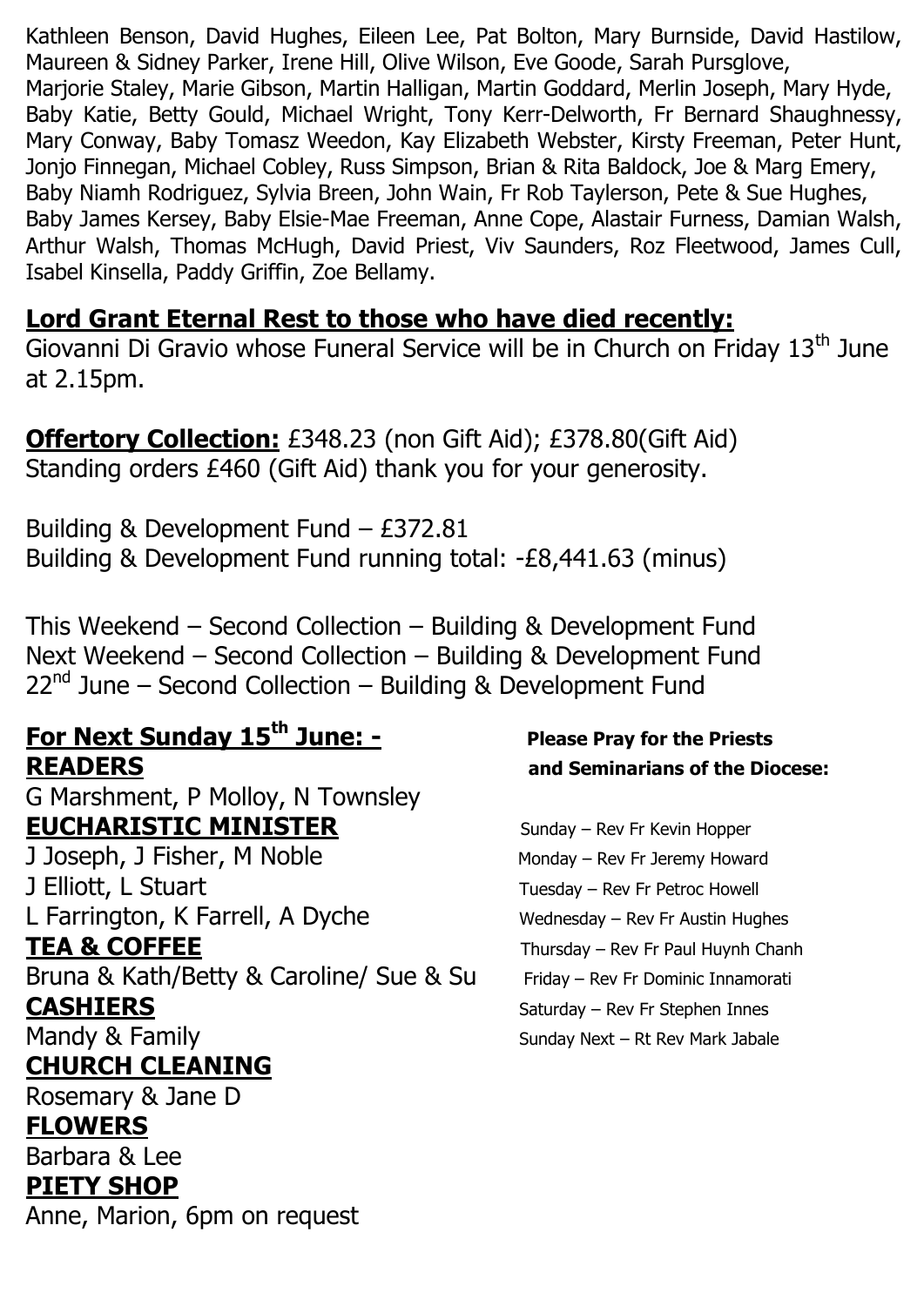Kathleen Benson, David Hughes, Eileen Lee, Pat Bolton, Mary Burnside, David Hastilow, Maureen & Sidney Parker, Irene Hill, Olive Wilson, Eve Goode, Sarah Pursglove, Marjorie Staley, Marie Gibson, Martin Halligan, Martin Goddard, Merlin Joseph, Mary Hyde, Baby Katie, Betty Gould, Michael Wright, Tony Kerr-Delworth, Fr Bernard Shaughnessy, Mary Conway, Baby Tomasz Weedon, Kay Elizabeth Webster, Kirsty Freeman, Peter Hunt, Jonjo Finnegan, Michael Cobley, Russ Simpson, Brian & Rita Baldock, Joe & Marg Emery, Baby Niamh Rodriguez, Sylvia Breen, John Wain, Fr Rob Taylerson, Pete & Sue Hughes, Baby James Kersey, Baby Elsie-Mae Freeman, Anne Cope, Alastair Furness, Damian Walsh, Arthur Walsh, Thomas McHugh, David Priest, Viv Saunders, Roz Fleetwood, James Cull, Isabel Kinsella, Paddy Griffin, Zoe Bellamy.

## Lord Grant Eternal Rest to those who have died recently:

Giovanni Di Gravio whose Funeral Service will be in Church on Friday 13th June at 2.15pm.

**Offertory Collection:** £348.23 (non Gift Aid); £378.80(Gift Aid)
Standing orders £460 (Gift Aid) thank you for your generosity.

Building & Development Fund – £372.81
Building & Development Fund running total: -£8,441.63 (minus)

This Weekend – Second Collection – Building & Development Fund
Next Weekend – Second Collection – Building & Development Fund
22nd June – Second Collection – Building & Development Fund

## For Next Sunday 15th June: -

**READERS**
G Marshment, P Molloy, N Townsley

**EUCHARISTIC MINISTER**
J Joseph, J Fisher, M Noble
J Elliott, L Stuart
L Farrington, K Farrell, A Dyche

**TEA & COFFEE**
Bruna & Kath/Betty & Caroline/ Sue & Su

**CASHIERS**
Mandy & Family

**CHURCH CLEANING**
Rosemary & Jane D

**FLOWERS**
Barbara & Lee

**PIETY SHOP**
Anne, Marion, 6pm on request

**Please Pray for the Priests and Seminarians of the Diocese:**

Sunday – Rev Fr Kevin Hopper
Monday – Rev Fr Jeremy Howard
Tuesday – Rev Fr Petroc Howell
Wednesday – Rev Fr Austin Hughes
Thursday – Rev Fr Paul Huynh Chanh
Friday – Rev Fr Dominic Innamorati
Saturday – Rev Fr Stephen Innes
Sunday Next – Rt Rev Mark Jabale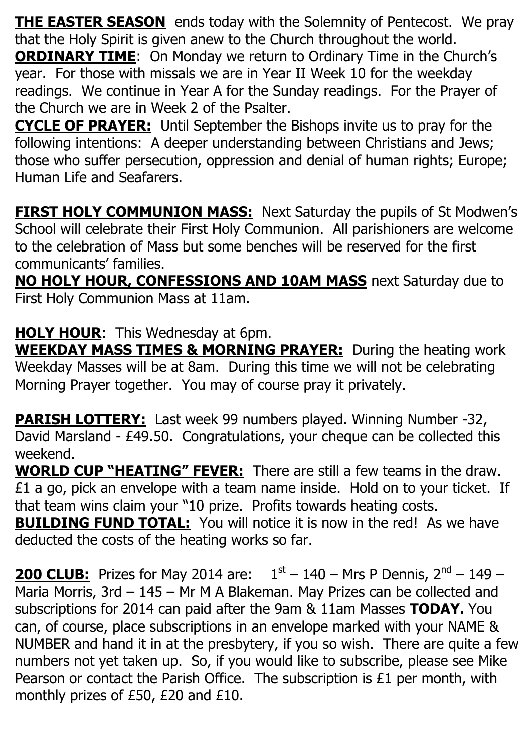**THE EASTER SEASON** ends today with the Solemnity of Pentecost. We pray that the Holy Spirit is given anew to the Church throughout the world.

**ORDINARY TIME**: On Monday we return to Ordinary Time in the Church's year. For those with missals we are in Year II Week 10 for the weekday readings. We continue in Year A for the Sunday readings. For the Prayer of the Church we are in Week 2 of the Psalter.

**CYCLE OF PRAYER:** Until September the Bishops invite us to pray for the following intentions: A deeper understanding between Christians and Jews; those who suffer persecution, oppression and denial of human rights; Europe; Human Life and Seafarers.

**FIRST HOLY COMMUNION MASS:** Next Saturday the pupils of St Modwen's School will celebrate their First Holy Communion. All parishioners are welcome to the celebration of Mass but some benches will be reserved for the first communicants' families.

**NO HOLY HOUR, CONFESSIONS AND 10AM MASS** next Saturday due to First Holy Communion Mass at 11am.

**HOLY HOUR**: This Wednesday at 6pm.

**WEEKDAY MASS TIMES & MORNING PRAYER:** During the heating work Weekday Masses will be at 8am. During this time we will not be celebrating Morning Prayer together. You may of course pray it privately.

**PARISH LOTTERY:** Last week 99 numbers played. Winning Number -32, David Marsland - £49.50. Congratulations, your cheque can be collected this weekend.

**WORLD CUP "HEATING" FEVER:** There are still a few teams in the draw. £1 a go, pick an envelope with a team name inside. Hold on to your ticket. If that team wins claim your "10 prize. Profits towards heating costs.

**BUILDING FUND TOTAL:** You will notice it is now in the red! As we have deducted the costs of the heating works so far.

**200 CLUB:** Prizes for May 2014 are: 1st – 140 – Mrs P Dennis, 2nd – 149 – Maria Morris, 3rd – 145 – Mr M A Blakeman. May Prizes can be collected and subscriptions for 2014 can paid after the 9am & 11am Masses **TODAY.** You can, of course, place subscriptions in an envelope marked with your NAME & NUMBER and hand it in at the presbytery, if you so wish. There are quite a few numbers not yet taken up. So, if you would like to subscribe, please see Mike Pearson or contact the Parish Office. The subscription is £1 per month, with monthly prizes of £50, £20 and £10.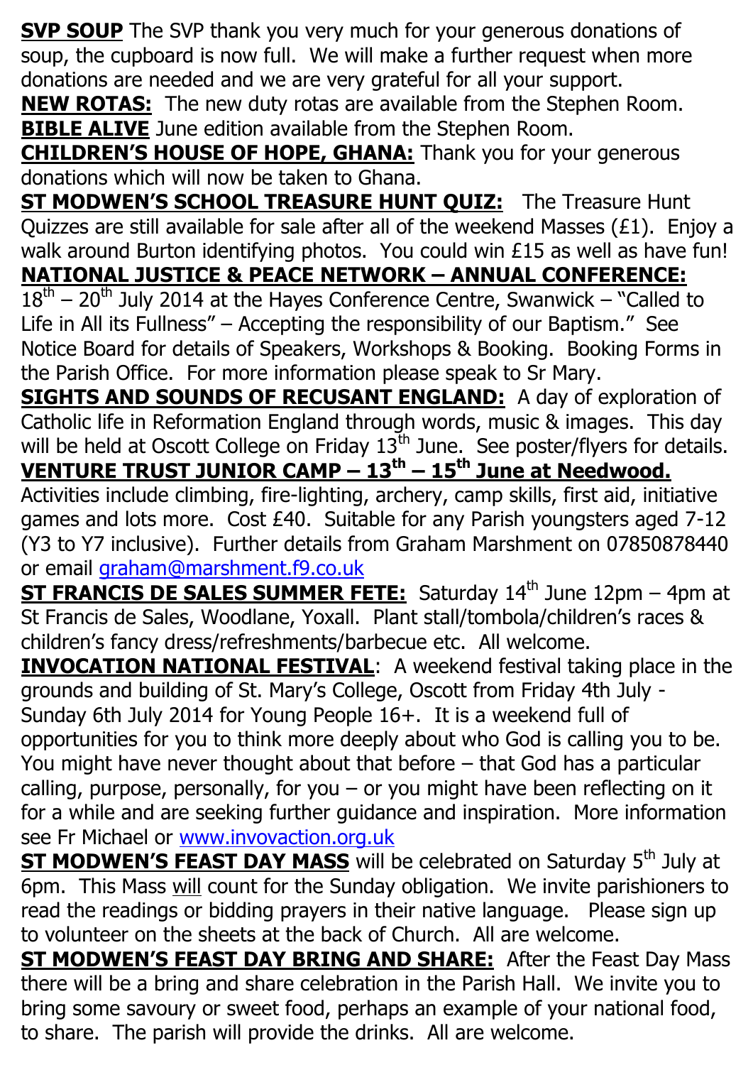**SVP SOUP** The SVP thank you very much for your generous donations of soup, the cupboard is now full. We will make a further request when more donations are needed and we are very grateful for all your support.

**NEW ROTAS:** The new duty rotas are available from the Stephen Room.

**BIBLE ALIVE** June edition available from the Stephen Room.

**CHILDREN'S HOUSE OF HOPE, GHANA:** Thank you for your generous donations which will now be taken to Ghana.

**ST MODWEN'S SCHOOL TREASURE HUNT QUIZ:** The Treasure Hunt Quizzes are still available for sale after all of the weekend Masses (£1). Enjoy a walk around Burton identifying photos. You could win £15 as well as have fun!

**NATIONAL JUSTICE & PEACE NETWORK – ANNUAL CONFERENCE:** 18th – 20th July 2014 at the Hayes Conference Centre, Swanwick – "Called to Life in All its Fullness" – Accepting the responsibility of our Baptism." See Notice Board for details of Speakers, Workshops & Booking. Booking Forms in the Parish Office. For more information please speak to Sr Mary.

**SIGHTS AND SOUNDS OF RECUSANT ENGLAND:** A day of exploration of Catholic life in Reformation England through words, music & images. This day will be held at Oscott College on Friday 13th June. See poster/flyers for details.

**VENTURE TRUST JUNIOR CAMP – 13th – 15th June at Needwood.** Activities include climbing, fire-lighting, archery, camp skills, first aid, initiative games and lots more. Cost £40. Suitable for any Parish youngsters aged 7-12 (Y3 to Y7 inclusive). Further details from Graham Marshment on 07850878440 or email graham@marshment.f9.co.uk

**ST FRANCIS DE SALES SUMMER FETE:** Saturday 14th June 12pm – 4pm at St Francis de Sales, Woodlane, Yoxall. Plant stall/tombola/children's races & children's fancy dress/refreshments/barbecue etc. All welcome.

**INVOCATION NATIONAL FESTIVAL**: A weekend festival taking place in the grounds and building of St. Mary's College, Oscott from Friday 4th July - Sunday 6th July 2014 for Young People 16+. It is a weekend full of opportunities for you to think more deeply about who God is calling you to be. You might have never thought about that before – that God has a particular calling, purpose, personally, for you – or you might have been reflecting on it for a while and are seeking further guidance and inspiration. More information see Fr Michael or www.invovaction.org.uk

**ST MODWEN'S FEAST DAY MASS** will be celebrated on Saturday 5th July at 6pm. This Mass will count for the Sunday obligation. We invite parishioners to read the readings or bidding prayers in their native language. Please sign up to volunteer on the sheets at the back of Church. All are welcome.

**ST MODWEN'S FEAST DAY BRING AND SHARE:** After the Feast Day Mass there will be a bring and share celebration in the Parish Hall. We invite you to bring some savoury or sweet food, perhaps an example of your national food, to share. The parish will provide the drinks. All are welcome.